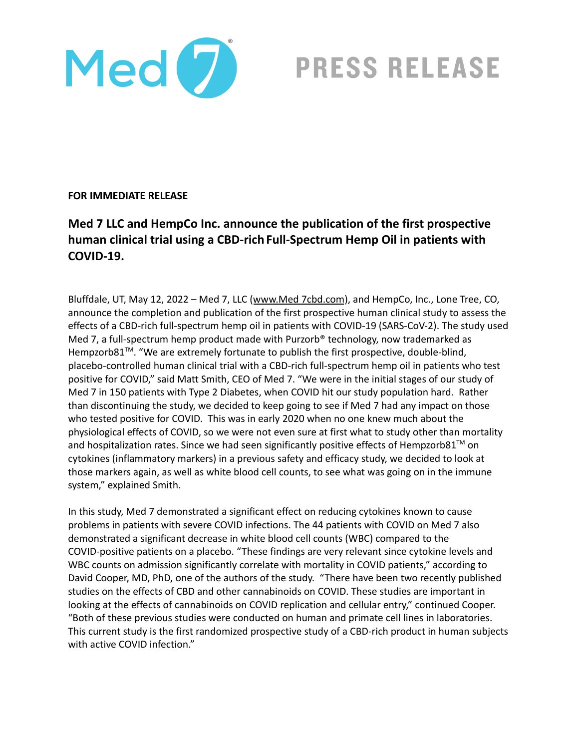Med 7® **PRESS RELEASE**

**FOR IMMEDIATE RELEASE**

## Med 7 LLC and HempCo Inc. announce the publication of the first prospective human clinical trial using a CBD-rich Full-Spectrum Hemp Oil in patients with COVID-19.

Bluffdale, UT, May 12, 2022 – Med 7, LLC (www.Med 7cbd.com), and HempCo, Inc., Lone Tree, CO, announce the completion and publication of the first prospective human clinical study to assess the effects of a CBD-rich full-spectrum hemp oil in patients with COVID-19 (SARS-CoV-2). The study used Med 7, a full-spectrum hemp product made with Purzorb® technology, now trademarked as Hempzorb81™. "We are extremely fortunate to publish the first prospective, double-blind, placebo-controlled human clinical trial with a CBD-rich full-spectrum hemp oil in patients who test positive for COVID," said Matt Smith, CEO of Med 7. "We were in the initial stages of our study of Med 7 in 150 patients with Type 2 Diabetes, when COVID hit our study population hard. Rather than discontinuing the study, we decided to keep going to see if Med 7 had any impact on those who tested positive for COVID. This was in early 2020 when no one knew much about the physiological effects of COVID, so we were not even sure at first what to study other than mortality and hospitalization rates. Since we had seen significantly positive effects of Hempzorb81™ on cytokines (inflammatory markers) in a previous safety and efficacy study, we decided to look at those markers again, as well as white blood cell counts, to see what was going on in the immune system," explained Smith.

In this study, Med 7 demonstrated a significant effect on reducing cytokines known to cause problems in patients with severe COVID infections. The 44 patients with COVID on Med 7 also demonstrated a significant decrease in white blood cell counts (WBC) compared to the COVID-positive patients on a placebo. "These findings are very relevant since cytokine levels and WBC counts on admission significantly correlate with mortality in COVID patients," according to David Cooper, MD, PhD, one of the authors of the study. "There have been two recently published studies on the effects of CBD and other cannabinoids on COVID. These studies are important in looking at the effects of cannabinoids on COVID replication and cellular entry," continued Cooper. "Both of these previous studies were conducted on human and primate cell lines in laboratories. This current study is the first randomized prospective study of a CBD-rich product in human subjects with active COVID infection."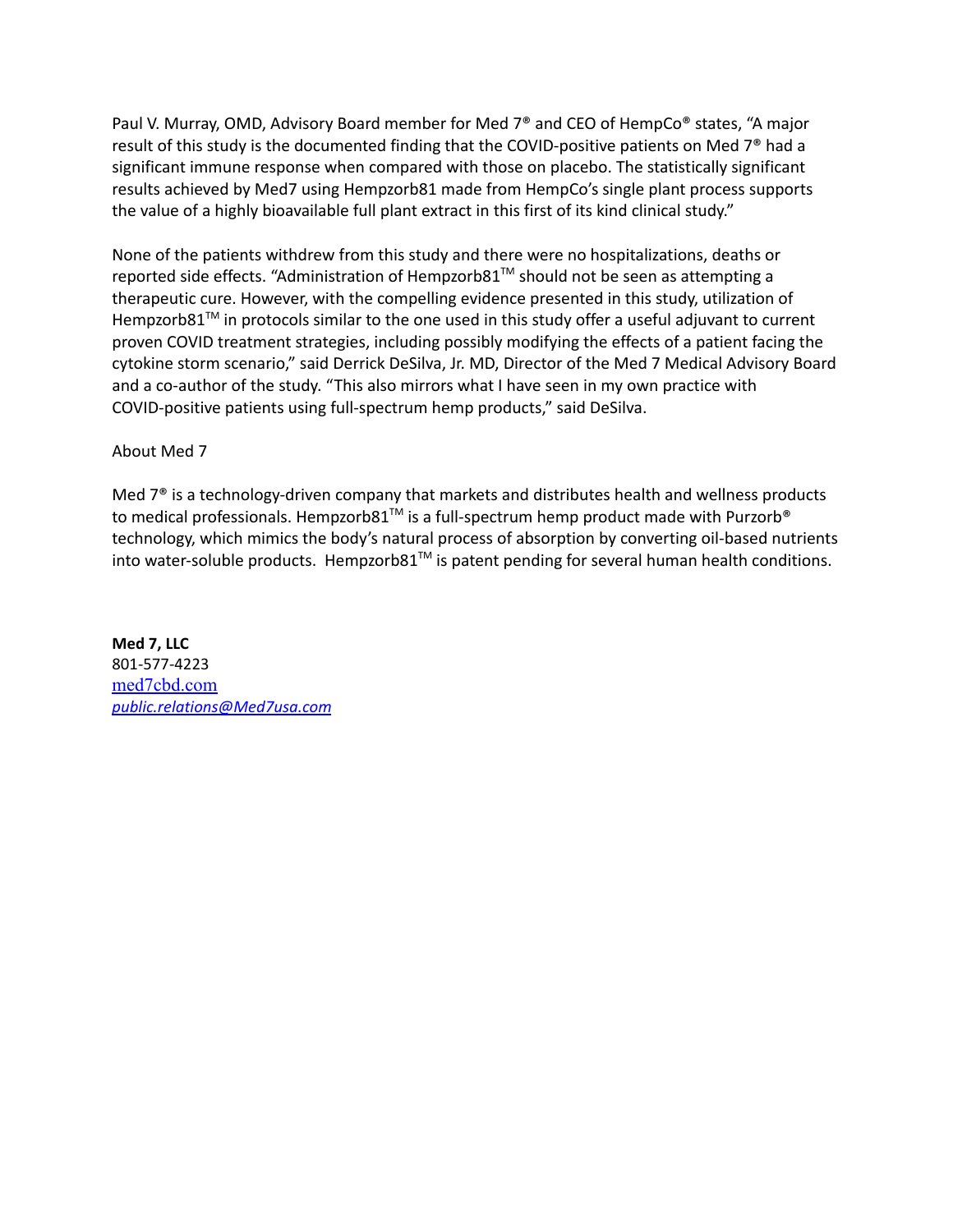Paul V. Murray, OMD, Advisory Board member for Med 7® and CEO of HempCo® states, "A major result of this study is the documented finding that the COVID-positive patients on Med 7® had a significant immune response when compared with those on placebo. The statistically significant results achieved by Med7 using Hempzorb81 made from HempCo's single plant process supports the value of a highly bioavailable full plant extract in this first of its kind clinical study."

None of the patients withdrew from this study and there were no hospitalizations, deaths or reported side effects. "Administration of Hempzorb81™ should not be seen as attempting a therapeutic cure. However, with the compelling evidence presented in this study, utilization of Hempzorb81™ in protocols similar to the one used in this study offer a useful adjuvant to current proven COVID treatment strategies, including possibly modifying the effects of a patient facing the cytokine storm scenario," said Derrick DeSilva, Jr. MD, Director of the Med 7 Medical Advisory Board and a co-author of the study. "This also mirrors what I have seen in my own practice with COVID-positive patients using full-spectrum hemp products," said DeSilva.

About Med 7

Med 7® is a technology-driven company that markets and distributes health and wellness products to medical professionals. Hempzorb81™ is a full-spectrum hemp product made with Purzorb® technology, which mimics the body's natural process of absorption by converting oil-based nutrients into water-soluble products. Hempzorb81™ is patent pending for several human health conditions.

**Med 7, LLC**
801-577-4223
med7cbd.com
*public.relations@Med7usa.com*